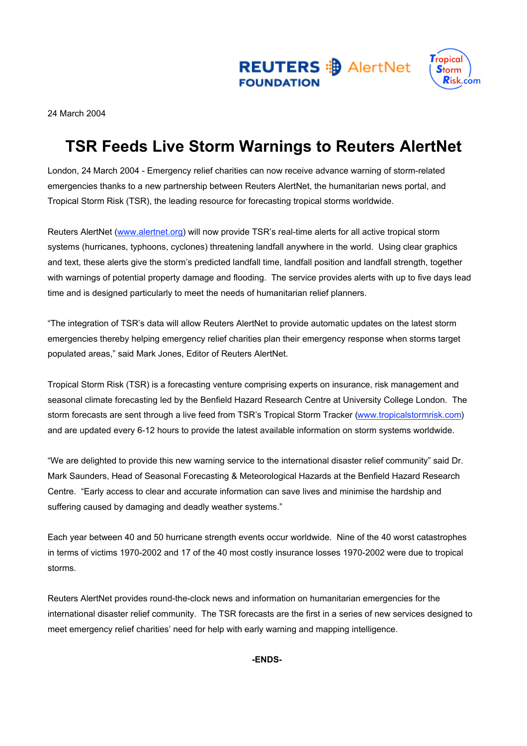REUTERS FOUNDATION AlertNet

Tropical Storm Risk.com

24 March 2004

# TSR Feeds Live Storm Warnings to Reuters AlertNet

London, 24 March 2004 - Emergency relief charities can now receive advance warning of storm-related emergencies thanks to a new partnership between Reuters AlertNet, the humanitarian news portal, and Tropical Storm Risk (TSR), the leading resource for forecasting tropical storms worldwide.

Reuters AlertNet (www.alertnet.org) will now provide TSR's real-time alerts for all active tropical storm systems (hurricanes, typhoons, cyclones) threatening landfall anywhere in the world. Using clear graphics and text, these alerts give the storm's predicted landfall time, landfall position and landfall strength, together with warnings of potential property damage and flooding. The service provides alerts with up to five days lead time and is designed particularly to meet the needs of humanitarian relief planners.

"The integration of TSR's data will allow Reuters AlertNet to provide automatic updates on the latest storm emergencies thereby helping emergency relief charities plan their emergency response when storms target populated areas," said Mark Jones, Editor of Reuters AlertNet.

Tropical Storm Risk (TSR) is a forecasting venture comprising experts on insurance, risk management and seasonal climate forecasting led by the Benfield Hazard Research Centre at University College London. The storm forecasts are sent through a live feed from TSR's Tropical Storm Tracker (www.tropicalstormrisk.com) and are updated every 6-12 hours to provide the latest available information on storm systems worldwide.

"We are delighted to provide this new warning service to the international disaster relief community" said Dr. Mark Saunders, Head of Seasonal Forecasting & Meteorological Hazards at the Benfield Hazard Research Centre. "Early access to clear and accurate information can save lives and minimise the hardship and suffering caused by damaging and deadly weather systems."

Each year between 40 and 50 hurricane strength events occur worldwide. Nine of the 40 worst catastrophes in terms of victims 1970-2002 and 17 of the 40 most costly insurance losses 1970-2002 were due to tropical storms.

Reuters AlertNet provides round-the-clock news and information on humanitarian emergencies for the international disaster relief community. The TSR forecasts are the first in a series of new services designed to meet emergency relief charities' need for help with early warning and mapping intelligence.

**-ENDS-**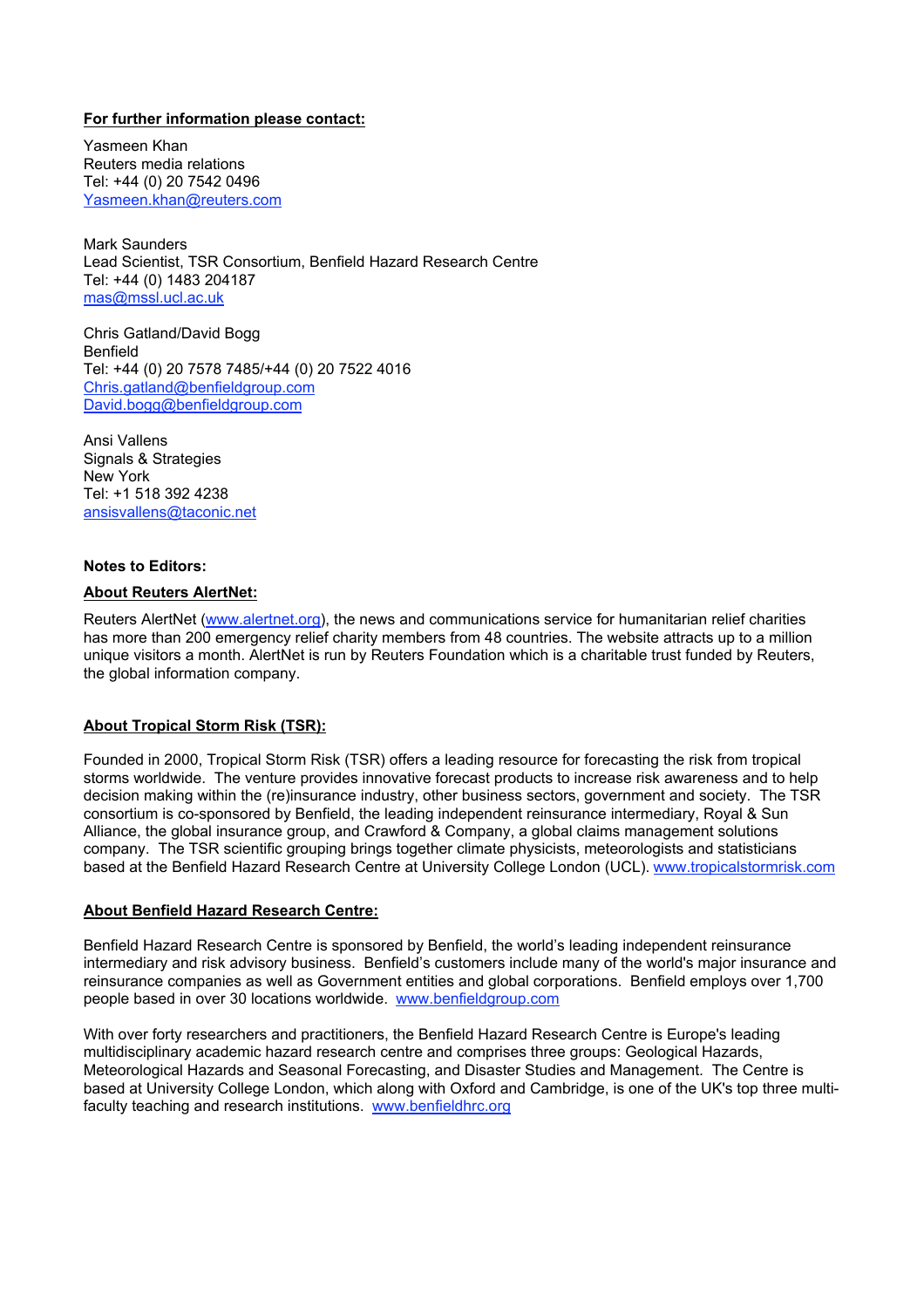**For further information please contact:**

Yasmeen Khan
Reuters media relations
Tel: +44 (0) 20 7542 0496
Yasmeen.khan@reuters.com

Mark Saunders
Lead Scientist, TSR Consortium, Benfield Hazard Research Centre
Tel: +44 (0) 1483 204187
mas@mssl.ucl.ac.uk

Chris Gatland/David Bogg
Benfield
Tel: +44 (0) 20 7578 7485/+44 (0) 20 7522 4016
Chris.gatland@benfieldgroup.com
David.bogg@benfieldgroup.com

Ansi Vallens
Signals & Strategies
New York
Tel: +1 518 392 4238
ansisvallens@taconic.net

**Notes to Editors:**

**About Reuters AlertNet:**

Reuters AlertNet (www.alertnet.org), the news and communications service for humanitarian relief charities has more than 200 emergency relief charity members from 48 countries. The website attracts up to a million unique visitors a month. AlertNet is run by Reuters Foundation which is a charitable trust funded by Reuters, the global information company.

**About Tropical Storm Risk (TSR):**

Founded in 2000, Tropical Storm Risk (TSR) offers a leading resource for forecasting the risk from tropical storms worldwide. The venture provides innovative forecast products to increase risk awareness and to help decision making within the (re)insurance industry, other business sectors, government and society. The TSR consortium is co-sponsored by Benfield, the leading independent reinsurance intermediary, Royal & Sun Alliance, the global insurance group, and Crawford & Company, a global claims management solutions company. The TSR scientific grouping brings together climate physicists, meteorologists and statisticians based at the Benfield Hazard Research Centre at University College London (UCL). www.tropicalstormrisk.com

**About Benfield Hazard Research Centre:**

Benfield Hazard Research Centre is sponsored by Benfield, the world's leading independent reinsurance intermediary and risk advisory business. Benfield's customers include many of the world's major insurance and reinsurance companies as well as Government entities and global corporations. Benfield employs over 1,700 people based in over 30 locations worldwide. www.benfieldgroup.com

With over forty researchers and practitioners, the Benfield Hazard Research Centre is Europe's leading multidisciplinary academic hazard research centre and comprises three groups: Geological Hazards, Meteorological Hazards and Seasonal Forecasting, and Disaster Studies and Management. The Centre is based at University College London, which along with Oxford and Cambridge, is one of the UK's top three multi-faculty teaching and research institutions. www.benfieldhrc.org